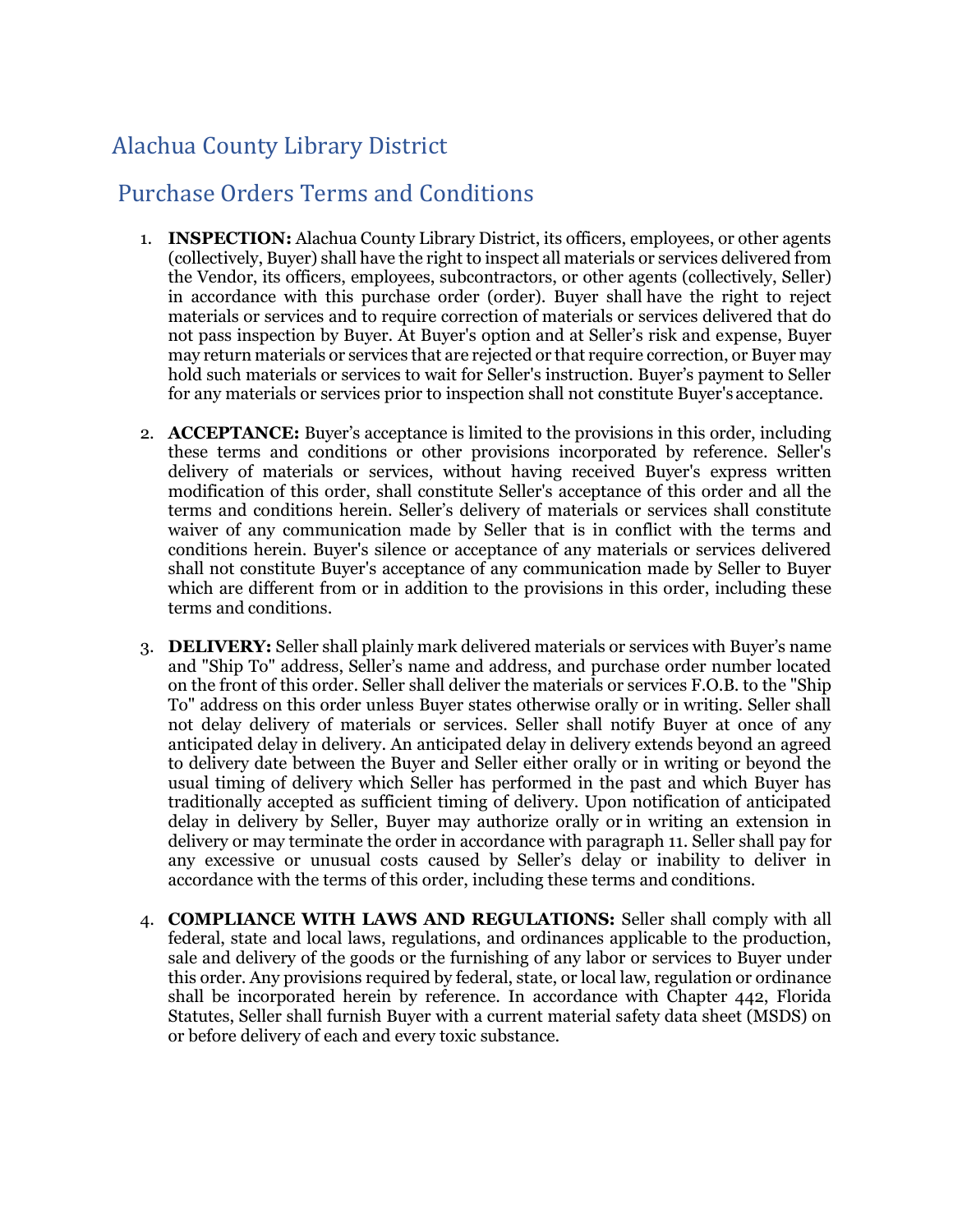# Alachua County Library District

## Purchase Orders Terms and Conditions

1. **INSPECTION:** Alachua County Library District, its officers, employees, or other agents (collectively, Buyer) shall have the right to inspect all materials or services delivered from the Vendor, its officers, employees, subcontractors, or other agents (collectively, Seller) in accordance with this purchase order (order). Buyer shall have the right to reject materials or services and to require correction of materials or services delivered that do not pass inspection by Buyer. At Buyer's option and at Seller's risk and expense, Buyer may return materials or services that are rejected or that require correction, or Buyer may hold such materials or services to wait for Seller's instruction. Buyer's payment to Seller for any materials or services prior to inspection shall not constitute Buyer's acceptance.

2. **ACCEPTANCE:** Buyer's acceptance is limited to the provisions in this order, including these terms and conditions or other provisions incorporated by reference. Seller's delivery of materials or services, without having received Buyer's express written modification of this order, shall constitute Seller's acceptance of this order and all the terms and conditions herein. Seller's delivery of materials or services shall constitute waiver of any communication made by Seller that is in conflict with the terms and conditions herein. Buyer's silence or acceptance of any materials or services delivered shall not constitute Buyer's acceptance of any communication made by Seller to Buyer which are different from or in addition to the provisions in this order, including these terms and conditions.

3. **DELIVERY:** Seller shall plainly mark delivered materials or services with Buyer's name and "Ship To" address, Seller's name and address, and purchase order number located on the front of this order. Seller shall deliver the materials or services F.O.B. to the "Ship To" address on this order unless Buyer states otherwise orally or in writing. Seller shall not delay delivery of materials or services. Seller shall notify Buyer at once of any anticipated delay in delivery. An anticipated delay in delivery extends beyond an agreed to delivery date between the Buyer and Seller either orally or in writing or beyond the usual timing of delivery which Seller has performed in the past and which Buyer has traditionally accepted as sufficient timing of delivery. Upon notification of anticipated delay in delivery by Seller, Buyer may authorize orally or in writing an extension in delivery or may terminate the order in accordance with paragraph 11. Seller shall pay for any excessive or unusual costs caused by Seller's delay or inability to deliver in accordance with the terms of this order, including these terms and conditions.

4. **COMPLIANCE WITH LAWS AND REGULATIONS:** Seller shall comply with all federal, state and local laws, regulations, and ordinances applicable to the production, sale and delivery of the goods or the furnishing of any labor or services to Buyer under this order. Any provisions required by federal, state, or local law, regulation or ordinance shall be incorporated herein by reference. In accordance with Chapter 442, Florida Statutes, Seller shall furnish Buyer with a current material safety data sheet (MSDS) on or before delivery of each and every toxic substance.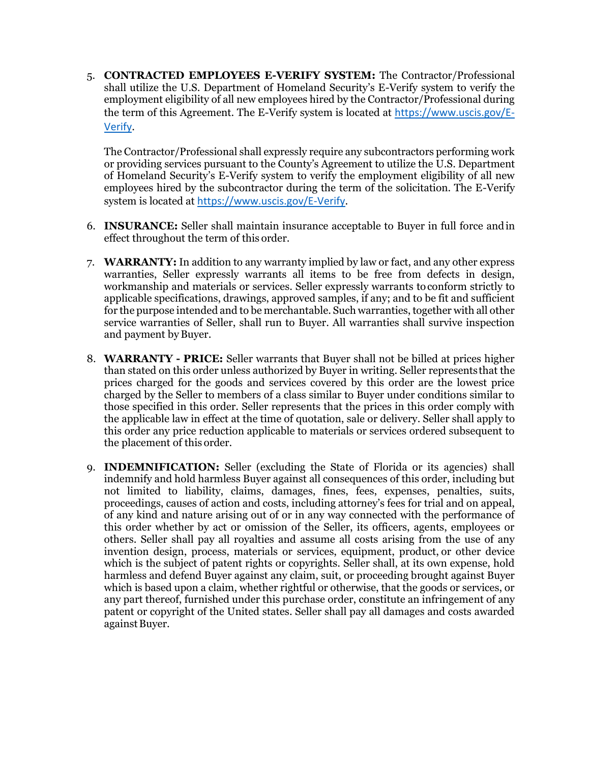5. **CONTRACTED EMPLOYEES E-VERIFY SYSTEM:** The Contractor/Professional shall utilize the U.S. Department of Homeland Security's E-Verify system to verify the employment eligibility of all new employees hired by the Contractor/Professional during the term of this Agreement. The E-Verify system is located at https://www.uscis.gov/E-Verify.

   The Contractor/Professional shall expressly require any subcontractors performing work or providing services pursuant to the County's Agreement to utilize the U.S. Department of Homeland Security's E-Verify system to verify the employment eligibility of all new employees hired by the subcontractor during the term of the solicitation. The E-Verify system is located at https://www.uscis.gov/E-Verify.

6. **INSURANCE:** Seller shall maintain insurance acceptable to Buyer in full force and in effect throughout the term of this order.

7. **WARRANTY:** In addition to any warranty implied by law or fact, and any other express warranties, Seller expressly warrants all items to be free from defects in design, workmanship and materials or services. Seller expressly warrants to conform strictly to applicable specifications, drawings, approved samples, if any; and to be fit and sufficient for the purpose intended and to be merchantable. Such warranties, together with all other service warranties of Seller, shall run to Buyer. All warranties shall survive inspection and payment by Buyer.

8. **WARRANTY - PRICE:** Seller warrants that Buyer shall not be billed at prices higher than stated on this order unless authorized by Buyer in writing. Seller represents that the prices charged for the goods and services covered by this order are the lowest price charged by the Seller to members of a class similar to Buyer under conditions similar to those specified in this order. Seller represents that the prices in this order comply with the applicable law in effect at the time of quotation, sale or delivery. Seller shall apply to this order any price reduction applicable to materials or services ordered subsequent to the placement of this order.

9. **INDEMNIFICATION:** Seller (excluding the State of Florida or its agencies) shall indemnify and hold harmless Buyer against all consequences of this order, including but not limited to liability, claims, damages, fines, fees, expenses, penalties, suits, proceedings, causes of action and costs, including attorney's fees for trial and on appeal, of any kind and nature arising out of or in any way connected with the performance of this order whether by act or omission of the Seller, its officers, agents, employees or others. Seller shall pay all royalties and assume all costs arising from the use of any invention design, process, materials or services, equipment, product, or other device which is the subject of patent rights or copyrights. Seller shall, at its own expense, hold harmless and defend Buyer against any claim, suit, or proceeding brought against Buyer which is based upon a claim, whether rightful or otherwise, that the goods or services, or any part thereof, furnished under this purchase order, constitute an infringement of any patent or copyright of the United states. Seller shall pay all damages and costs awarded against Buyer.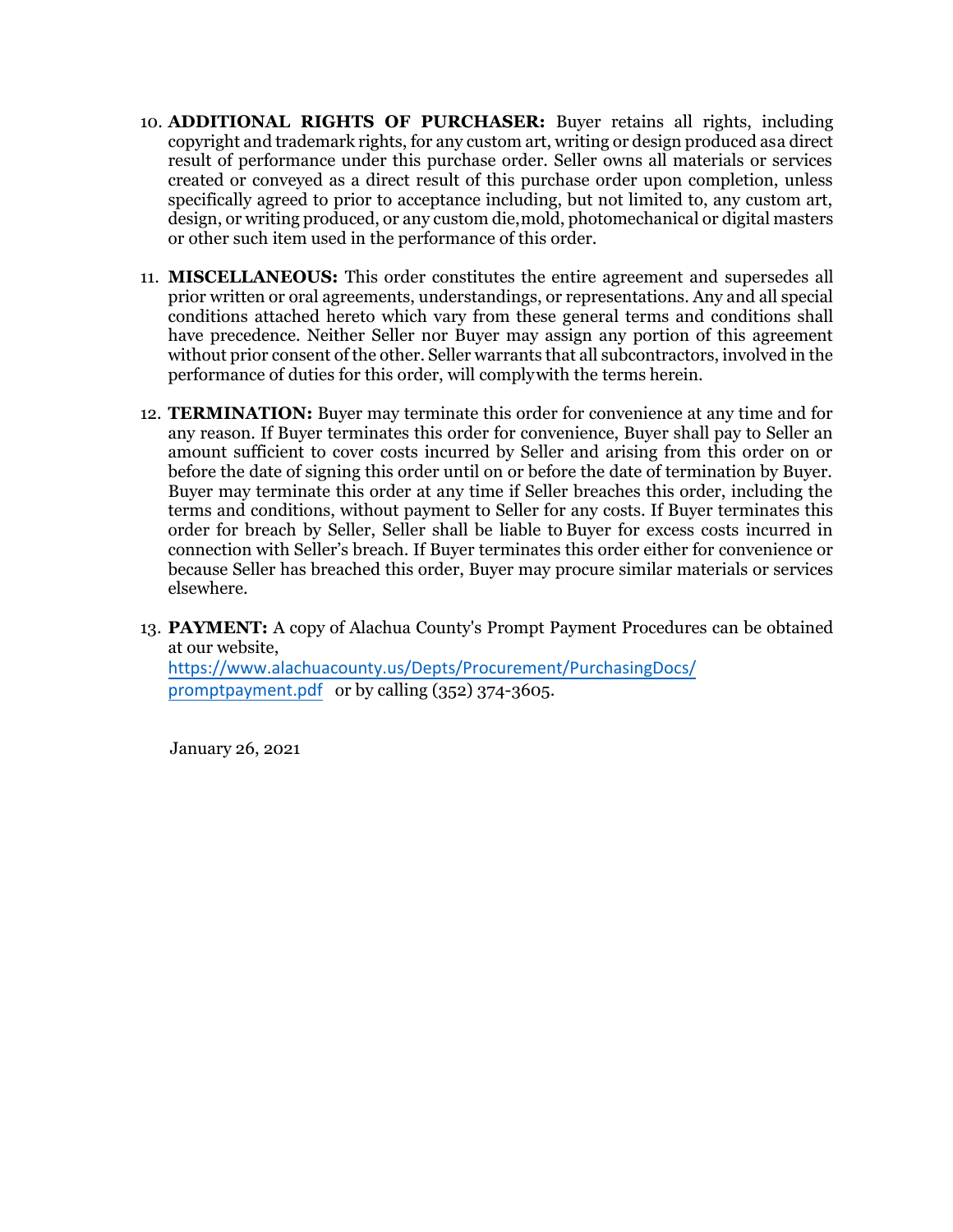10. **ADDITIONAL RIGHTS OF PURCHASER:** Buyer retains all rights, including copyright and trademark rights, for any custom art, writing or design produced asa direct result of performance under this purchase order. Seller owns all materials or services created or conveyed as a direct result of this purchase order upon completion, unless specifically agreed to prior to acceptance including, but not limited to, any custom art, design, or writing produced, or any custom die,mold, photomechanical or digital masters or other such item used in the performance of this order.

11. **MISCELLANEOUS:** This order constitutes the entire agreement and supersedes all prior written or oral agreements, understandings, or representations. Any and all special conditions attached hereto which vary from these general terms and conditions shall have precedence. Neither Seller nor Buyer may assign any portion of this agreement without prior consent of the other. Seller warrants that all subcontractors, involved in the performance of duties for this order, will complywith the terms herein.

12. **TERMINATION:** Buyer may terminate this order for convenience at any time and for any reason. If Buyer terminates this order for convenience, Buyer shall pay to Seller an amount sufficient to cover costs incurred by Seller and arising from this order on or before the date of signing this order until on or before the date of termination by Buyer. Buyer may terminate this order at any time if Seller breaches this order, including the terms and conditions, without payment to Seller for any costs. If Buyer terminates this order for breach by Seller, Seller shall be liable to Buyer for excess costs incurred in connection with Seller's breach. If Buyer terminates this order either for convenience or because Seller has breached this order, Buyer may procure similar materials or services elsewhere.

13. **PAYMENT:** A copy of Alachua County's Prompt Payment Procedures can be obtained at our website, https://www.alachuacounty.us/Depts/Procurement/PurchasingDocs/promptpayment.pdf or by calling (352) 374-3605.

January 26, 2021